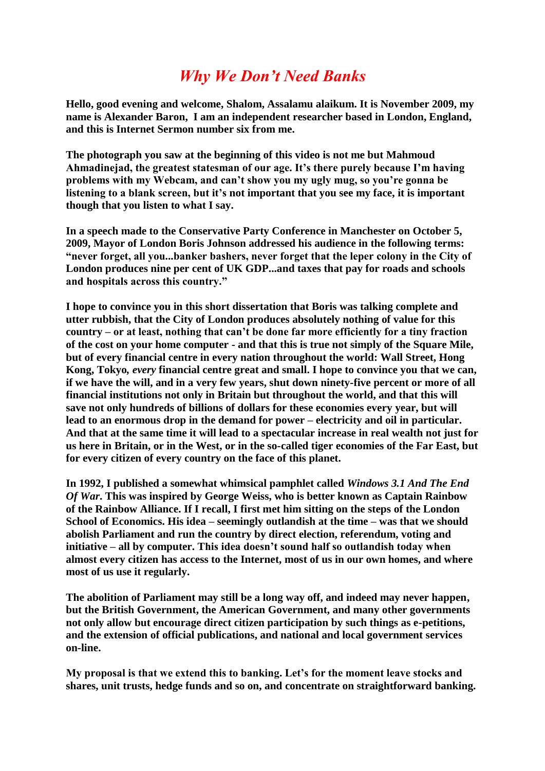# *Why We Don't Need Banks*

**Hello, good evening and welcome, Shalom, Assalamu alaikum. It is November 2009, my name is Alexander Baron, I am an independent researcher based in London, England, and this is Internet Sermon number six from me.**

**The photograph you saw at the beginning of this video is not me but Mahmoud Ahmadinejad, the greatest statesman of our age. It's there purely because I'm having problems with my Webcam, and can't show you my ugly mug, so you're gonna be listening to a blank screen, but it's not important that you see my face, it is important though that you listen to what I say.**

**In a speech made to the Conservative Party Conference in Manchester on October 5, 2009, Mayor of London Boris Johnson addressed his audience in the following terms: "never forget, all you...banker bashers, never forget that the leper colony in the City of London produces nine per cent of UK GDP...and taxes that pay for roads and schools and hospitals across this country."**

**I hope to convince you in this short dissertation that Boris was talking complete and utter rubbish, that the City of London produces absolutely nothing of value for this country – or at least, nothing that can't be done far more efficiently for a tiny fraction of the cost on your home computer - and that this is true not simply of the Square Mile, but of every financial centre in every nation throughout the world: Wall Street, Hong Kong, Tokyo, *every* financial centre great and small. I hope to convince you that we can, if we have the will, and in a very few years, shut down ninety-five percent or more of all financial institutions not only in Britain but throughout the world, and that this will save not only hundreds of billions of dollars for these economies every year, but will lead to an enormous drop in the demand for power – electricity and oil in particular. And that at the same time it will lead to a spectacular increase in real wealth not just for us here in Britain, or in the West, or in the so-called tiger economies of the Far East, but for every citizen of every country on the face of this planet.**

**In 1992, I published a somewhat whimsical pamphlet called *Windows 3.1 And The End Of War*. This was inspired by George Weiss, who is better known as Captain Rainbow of the Rainbow Alliance. If I recall, I first met him sitting on the steps of the London School of Economics. His idea – seemingly outlandish at the time – was that we should abolish Parliament and run the country by direct election, referendum, voting and initiative – all by computer. This idea doesn't sound half so outlandish today when almost every citizen has access to the Internet, most of us in our own homes, and where most of us use it regularly.**

**The abolition of Parliament may still be a long way off, and indeed may never happen, but the British Government, the American Government, and many other governments not only allow but encourage direct citizen participation by such things as e-petitions, and the extension of official publications, and national and local government services on-line.**

**My proposal is that we extend this to banking. Let's for the moment leave stocks and shares, unit trusts, hedge funds and so on, and concentrate on straightforward banking.**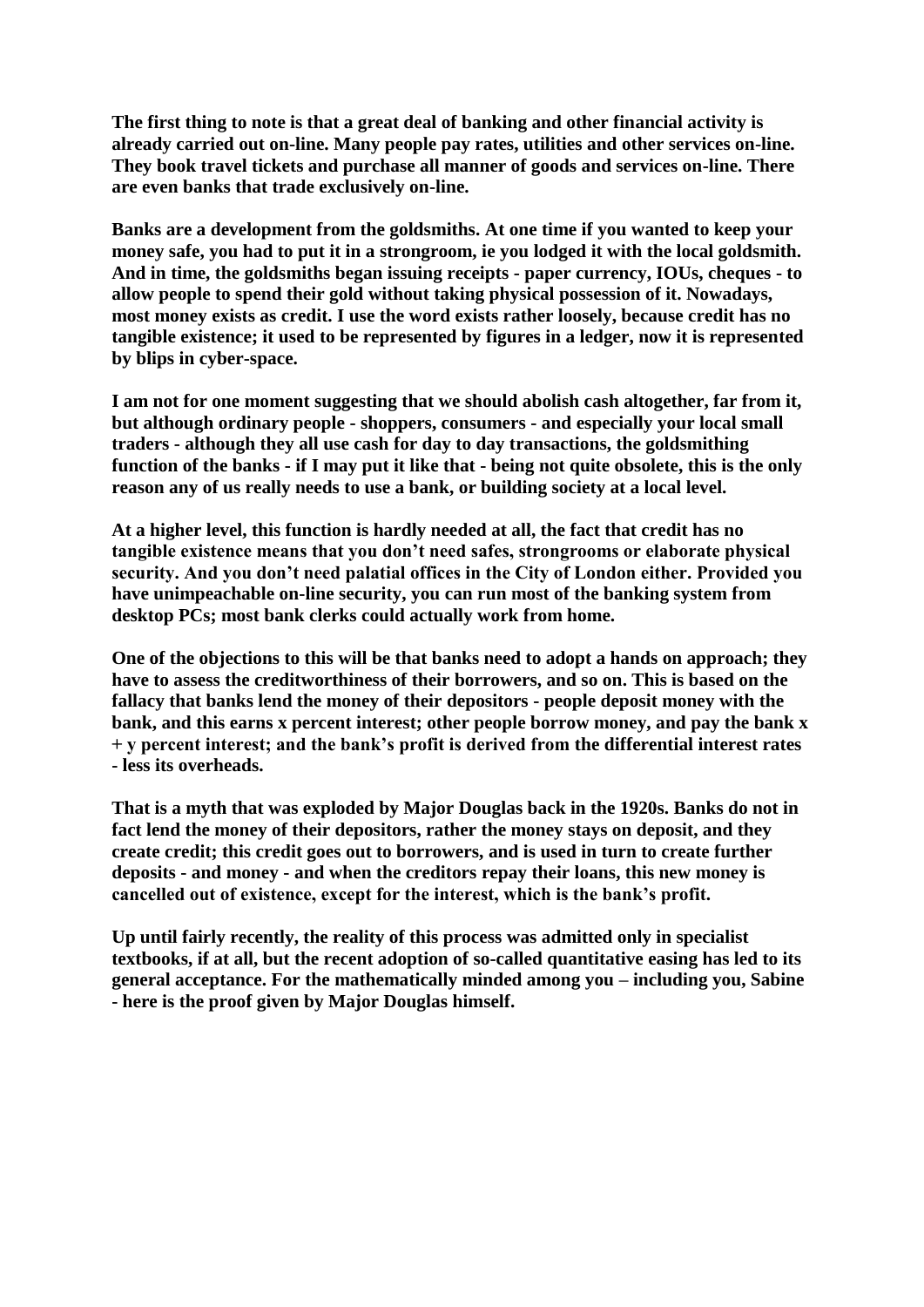**The first thing to note is that a great deal of banking and other financial activity is already carried out on-line. Many people pay rates, utilities and other services on-line. They book travel tickets and purchase all manner of goods and services on-line. There are even banks that trade exclusively on-line.**

**Banks are a development from the goldsmiths. At one time if you wanted to keep your money safe, you had to put it in a strongroom, ie you lodged it with the local goldsmith. And in time, the goldsmiths began issuing receipts - paper currency, IOUs, cheques - to allow people to spend their gold without taking physical possession of it. Nowadays, most money exists as credit. I use the word exists rather loosely, because credit has no tangible existence; it used to be represented by figures in a ledger, now it is represented by blips in cyber-space.**

**I am not for one moment suggesting that we should abolish cash altogether, far from it, but although ordinary people - shoppers, consumers - and especially your local small traders - although they all use cash for day to day transactions, the goldsmithing function of the banks - if I may put it like that - being not quite obsolete, this is the only reason any of us really needs to use a bank, or building society at a local level.**

**At a higher level, this function is hardly needed at all, the fact that credit has no tangible existence means that you don't need safes, strongrooms or elaborate physical security. And you don't need palatial offices in the City of London either. Provided you have unimpeachable on-line security, you can run most of the banking system from desktop PCs; most bank clerks could actually work from home.**

**One of the objections to this will be that banks need to adopt a hands on approach; they have to assess the creditworthiness of their borrowers, and so on. This is based on the fallacy that banks lend the money of their depositors - people deposit money with the bank, and this earns x percent interest; other people borrow money, and pay the bank x + y percent interest; and the bank's profit is derived from the differential interest rates - less its overheads.**

**That is a myth that was exploded by Major Douglas back in the 1920s. Banks do not in fact lend the money of their depositors, rather the money stays on deposit, and they create credit; this credit goes out to borrowers, and is used in turn to create further deposits - and money - and when the creditors repay their loans, this new money is cancelled out of existence, except for the interest, which is the bank's profit.**

**Up until fairly recently, the reality of this process was admitted only in specialist textbooks, if at all, but the recent adoption of so-called quantitative easing has led to its general acceptance. For the mathematically minded among you – including you, Sabine - here is the proof given by Major Douglas himself.**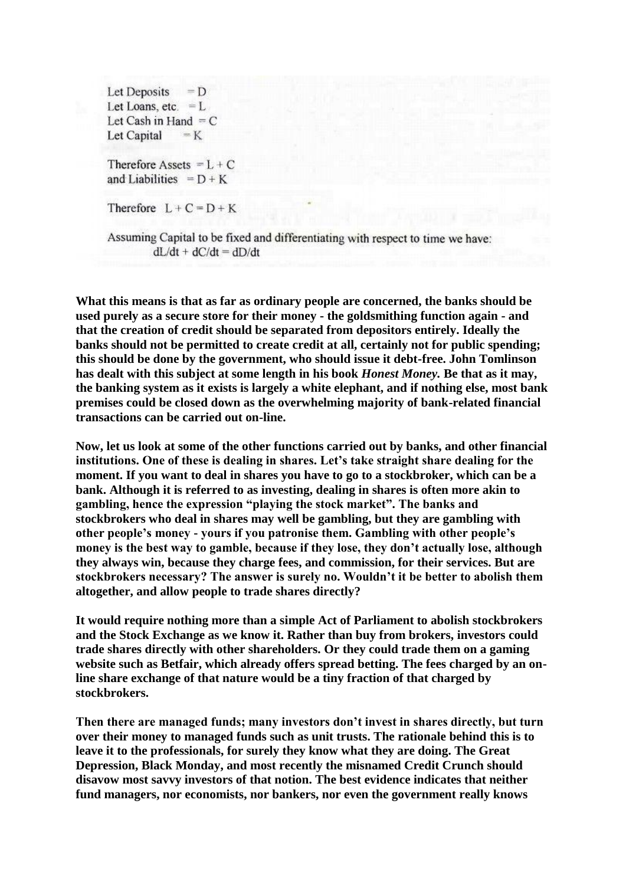Let Deposits $= D$
Let Loans, etc. $= L$
Let Cash in Hand $= C$
Let Capital $= K$

Therefore Assets $= L + C$
and Liabilities $= D + K$

Therefore $L + C = D + K$

Assuming Capital to be fixed and differentiating with respect to time we have:

$$dL/dt + dC/dt = dD/dt$$

**What this means is that as far as ordinary people are concerned, the banks should be used purely as a secure store for their money - the goldsmithing function again - and that the creation of credit should be separated from depositors entirely. Ideally the banks should not be permitted to create credit at all, certainly not for public spending; this should be done by the government, who should issue it debt-free. John Tomlinson has dealt with this subject at some length in his book *Honest Money.* Be that as it may, the banking system as it exists is largely a white elephant, and if nothing else, most bank premises could be closed down as the overwhelming majority of bank-related financial transactions can be carried out on-line.**

**Now, let us look at some of the other functions carried out by banks, and other financial institutions. One of these is dealing in shares. Let's take straight share dealing for the moment. If you want to deal in shares you have to go to a stockbroker, which can be a bank. Although it is referred to as investing, dealing in shares is often more akin to gambling, hence the expression "playing the stock market". The banks and stockbrokers who deal in shares may well be gambling, but they are gambling with other people's money - yours if you patronise them. Gambling with other people's money is the best way to gamble, because if they lose, they don't actually lose, although they always win, because they charge fees, and commission, for their services. But are stockbrokers necessary? The answer is surely no. Wouldn't it be better to abolish them altogether, and allow people to trade shares directly?**

**It would require nothing more than a simple Act of Parliament to abolish stockbrokers and the Stock Exchange as we know it. Rather than buy from brokers, investors could trade shares directly with other shareholders. Or they could trade them on a gaming website such as Betfair, which already offers spread betting. The fees charged by an on-line share exchange of that nature would be a tiny fraction of that charged by stockbrokers.**

**Then there are managed funds; many investors don't invest in shares directly, but turn over their money to managed funds such as unit trusts. The rationale behind this is to leave it to the professionals, for surely they know what they are doing. The Great Depression, Black Monday, and most recently the misnamed Credit Crunch should disavow most savvy investors of that notion. The best evidence indicates that neither fund managers, nor economists, nor bankers, nor even the government really knows**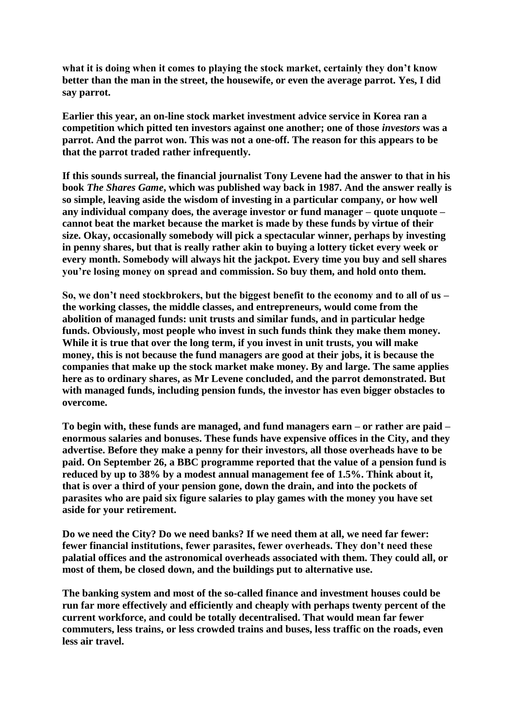**what it is doing when it comes to playing the stock market, certainly they don't know better than the man in the street, the housewife, or even the average parrot. Yes, I did say parrot.**

**Earlier this year, an on-line stock market investment advice service in Korea ran a competition which pitted ten investors against one another; one of those *investors* was a parrot. And the parrot won. This was not a one-off. The reason for this appears to be that the parrot traded rather infrequently.**

**If this sounds surreal, the financial journalist Tony Levene had the answer to that in his book *The Shares Game*, which was published way back in 1987. And the answer really is so simple, leaving aside the wisdom of investing in a particular company, or how well any individual company does, the average investor or fund manager – quote unquote – cannot beat the market because the market is made by these funds by virtue of their size. Okay, occasionally somebody will pick a spectacular winner, perhaps by investing in penny shares, but that is really rather akin to buying a lottery ticket every week or every month. Somebody will always hit the jackpot. Every time you buy and sell shares you're losing money on spread and commission. So buy them, and hold onto them.**

**So, we don't need stockbrokers, but the biggest benefit to the economy and to all of us – the working classes, the middle classes, and entrepreneurs, would come from the abolition of managed funds: unit trusts and similar funds, and in particular hedge funds. Obviously, most people who invest in such funds think they make them money. While it is true that over the long term, if you invest in unit trusts, you will make money, this is not because the fund managers are good at their jobs, it is because the companies that make up the stock market make money. By and large. The same applies here as to ordinary shares, as Mr Levene concluded, and the parrot demonstrated. But with managed funds, including pension funds, the investor has even bigger obstacles to overcome.**

**To begin with, these funds are managed, and fund managers earn – or rather are paid – enormous salaries and bonuses. These funds have expensive offices in the City, and they advertise. Before they make a penny for their investors, all those overheads have to be paid. On September 26, a BBC programme reported that the value of a pension fund is reduced by up to 38% by a modest annual management fee of 1.5%. Think about it, that is over a third of your pension gone, down the drain, and into the pockets of parasites who are paid six figure salaries to play games with the money you have set aside for your retirement.**

**Do we need the City? Do we need banks? If we need them at all, we need far fewer: fewer financial institutions, fewer parasites, fewer overheads. They don't need these palatial offices and the astronomical overheads associated with them. They could all, or most of them, be closed down, and the buildings put to alternative use.**

**The banking system and most of the so-called finance and investment houses could be run far more effectively and efficiently and cheaply with perhaps twenty percent of the current workforce, and could be totally decentralised. That would mean far fewer commuters, less trains, or less crowded trains and buses, less traffic on the roads, even less air travel.**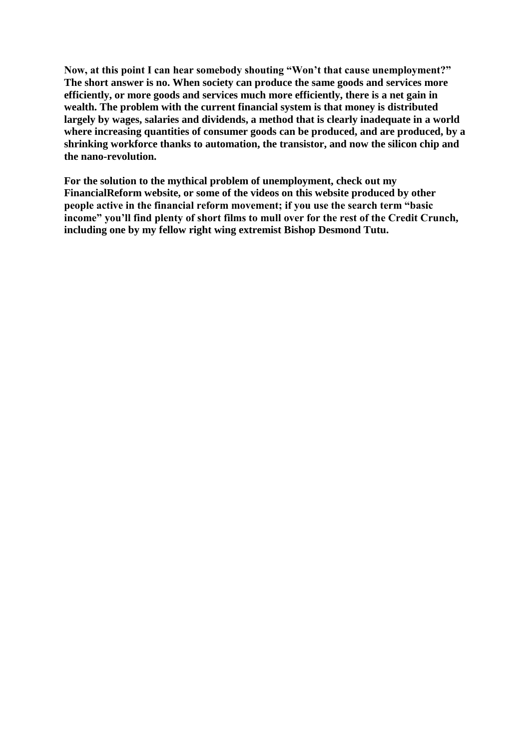**Now, at this point I can hear somebody shouting "Won't that cause unemployment?" The short answer is no. When society can produce the same goods and services more efficiently, or more goods and services much more efficiently, there is a net gain in wealth. The problem with the current financial system is that money is distributed largely by wages, salaries and dividends, a method that is clearly inadequate in a world where increasing quantities of consumer goods can be produced, and are produced, by a shrinking workforce thanks to automation, the transistor, and now the silicon chip and the nano-revolution.**

**For the solution to the mythical problem of unemployment, check out my FinancialReform website, or some of the videos on this website produced by other people active in the financial reform movement; if you use the search term "basic income" you'll find plenty of short films to mull over for the rest of the Credit Crunch, including one by my fellow right wing extremist Bishop Desmond Tutu.**